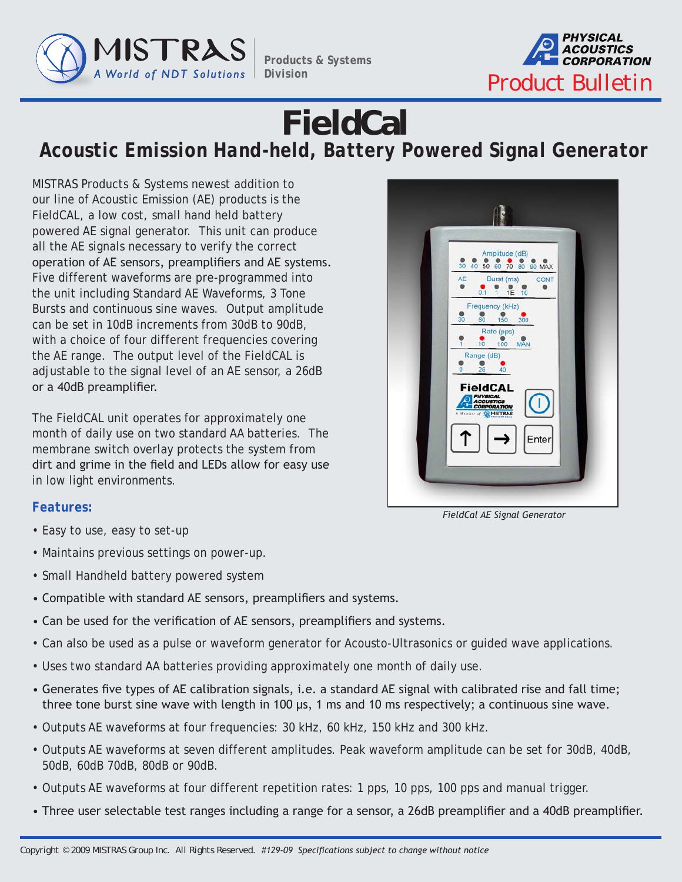MISTRAS
A World of NDT Solutions

Products & Systems Division

PHYSICAL ACOUSTICS CORPORATION

Product Bulletin

# FieldCal

## Acoustic Emission Hand-held, Battery Powered Signal Generator

MISTRAS Products & Systems newest addition to our line of Acoustic Emission (AE) products is the FieldCAL, a low cost, small hand held battery powered AE signal generator. This unit can produce all the AE signals necessary to verify the correct operation of AE sensors, preamplifiers and AE systems. Five different waveforms are pre-programmed into the unit including Standard AE Waveforms, 3 Tone Bursts and continuous sine waves. Output amplitude can be set in 10dB increments from 30dB to 90dB, with a choice of four different frequencies covering the AE range. The output level of the FieldCAL is adjustable to the signal level of an AE sensor, a 26dB or a 40dB preamplifier.

The FieldCAL unit operates for approximately one month of daily use on two standard AA batteries. The membrane switch overlay protects the system from dirt and grime in the field and LEDs allow for easy use in low light environments.

*FieldCal AE Signal Generator*

### Features:

- Easy to use, easy to set-up
- Maintains previous settings on power-up.
- Small Handheld battery powered system
- Compatible with standard AE sensors, preamplifiers and systems.
- Can be used for the verification of AE sensors, preamplifiers and systems.
- Can also be used as a pulse or waveform generator for Acousto-Ultrasonics or guided wave applications.
- Uses two standard AA batteries providing approximately one month of daily use.
- Generates five types of AE calibration signals, i.e. a standard AE signal with calibrated rise and fall time; three tone burst sine wave with length in 100 µs, 1 ms and 10 ms respectively; a continuous sine wave.
- Outputs AE waveforms at four frequencies: 30 kHz, 60 kHz, 150 kHz and 300 kHz.
- Outputs AE waveforms at seven different amplitudes. Peak waveform amplitude can be set for 30dB, 40dB, 50dB, 60dB 70dB, 80dB or 90dB.
- Outputs AE waveforms at four different repetition rates: 1 pps, 10 pps, 100 pps and manual trigger.
- Three user selectable test ranges including a range for a sensor, a 26dB preamplifier and a 40dB preamplifier.

Copyright © 2009 MISTRAS Group Inc. All Rights Reserved. *#129-09 Specifications subject to change without notice*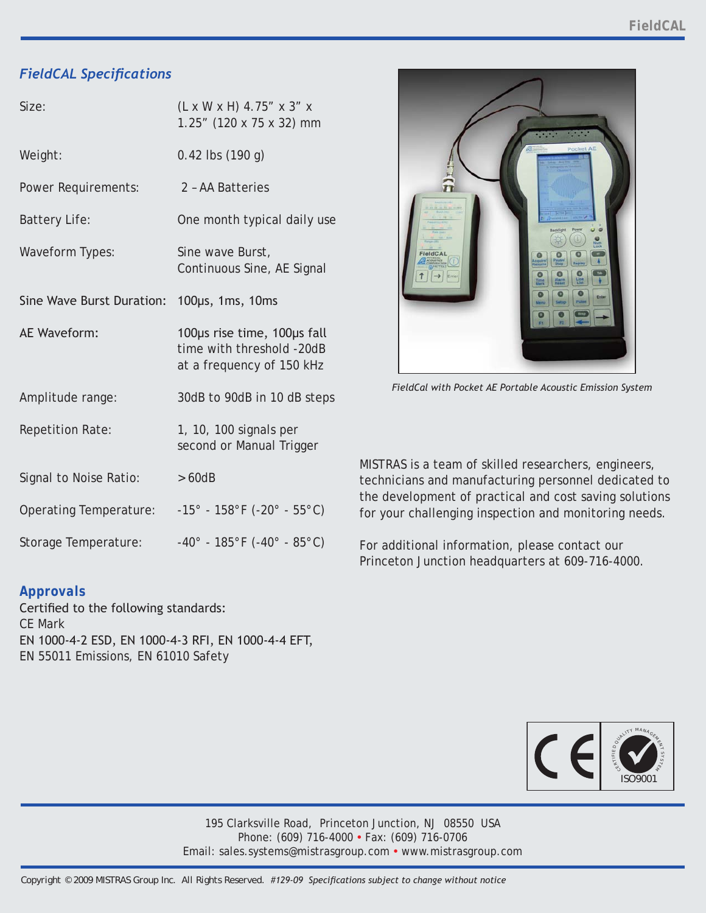## FieldCAL Specifications

| | |
|---|---|
| Size: | (L x W x H) 4.75” x 3” x 1.25” (120 x 75 x 32) mm |
| Weight: | 0.42 lbs (190 g) |
| Power Requirements: | 2 – AA Batteries |
| Battery Life: | One month typical daily use |
| Waveform Types: | Sine wave Burst, Continuous Sine, AE Signal |
| Sine Wave Burst Duration: | 100µs, 1ms, 10ms |
| AE Waveform: | 100µs rise time, 100µs fall time with threshold -20dB at a frequency of 150 kHz |
| Amplitude range: | 30dB to 90dB in 10 dB steps |
| Repetition Rate: | 1, 10, 100 signals per second or Manual Trigger |
| Signal to Noise Ratio: | >60dB |
| Operating Temperature: | -15° - 158°F (-20° - 55°C) |
| Storage Temperature: | -40° - 185°F (-40° - 85°C) |

*FieldCal with Pocket AE Portable Acoustic Emission System*

MISTRAS is a team of skilled researchers, engineers, technicians and manufacturing personnel dedicated to the development of practical and cost saving solutions for your challenging inspection and monitoring needs.

For additional information, please contact our Princeton Junction headquarters at 609-716-4000.

## Approvals

Certified to the following standards:
CE Mark
EN 1000-4-2 ESD, EN 1000-4-3 RFI, EN 1000-4-4 EFT,
EN 55011 Emissions, EN 61010 Safety

CERTIFIED QUALITY MANAGEMENT SYSTEM ISO9001

195 Clarksville Road, Princeton Junction, NJ 08550 USA
Phone: (609) 716-4000 • Fax: (609) 716-0706
Email: sales.systems@mistrasgroup.com • www.mistrasgroup.com

Copyright © 2009 MISTRAS Group Inc. All Rights Reserved. *#129-09 Specifications subject to change without notice*